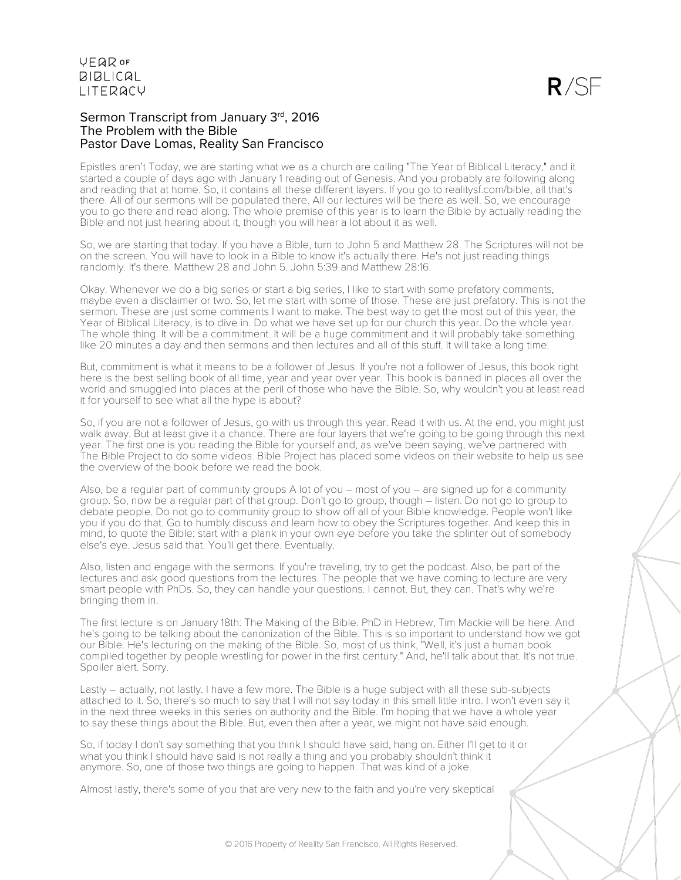# Sermon Transcript from January 3rd, 2016
## The Problem with the Bible
## Pastor Dave Lomas, Reality San Francisco

Epistles aren't Today, we are starting what we as a church are calling "The Year of Biblical Literacy," and it started a couple of days ago with January 1 reading out of Genesis. And you probably are following along and reading that at home. So, it contains all these different layers. If you go to realitysf.com/bible, all that's there. All of our sermons will be populated there. All our lectures will be there as well. So, we encourage you to go there and read along. The whole premise of this year is to learn the Bible by actually reading the Bible and not just hearing about it, though you will hear a lot about it as well.

So, we are starting that today. If you have a Bible, turn to John 5 and Matthew 28. The Scriptures will not be on the screen. You will have to look in a Bible to know it's actually there. He's not just reading things randomly. It's there. Matthew 28 and John 5. John 5:39 and Matthew 28:16.

Okay. Whenever we do a big series or start a big series, I like to start with some prefatory comments, maybe even a disclaimer or two. So, let me start with some of those. These are just prefatory. This is not the sermon. These are just some comments I want to make. The best way to get the most out of this year, the Year of Biblical Literacy, is to dive in. Do what we have set up for our church this year. Do the whole year. The whole thing. It will be a commitment. It will be a huge commitment and it will probably take something like 20 minutes a day and then sermons and then lectures and all of this stuff. It will take a long time.

But, commitment is what it means to be a follower of Jesus. If you're not a follower of Jesus, this book right here is the best selling book of all time, year and year over year. This book is banned in places all over the world and smuggled into places at the peril of those who have the Bible. So, why wouldn't you at least read it for yourself to see what all the hype is about?

So, if you are not a follower of Jesus, go with us through this year. Read it with us. At the end, you might just walk away. But at least give it a chance. There are four layers that we're going to be going through this next year. The first one is you reading the Bible for yourself and, as we've been saying, we've partnered with The Bible Project to do some videos. Bible Project has placed some videos on their website to help us see the overview of the book before we read the book.

Also, be a regular part of community groups A lot of you – most of you – are signed up for a community group. So, now be a regular part of that group. Don't go to group, though – listen. Do not go to group to debate people. Do not go to community group to show off all of your Bible knowledge. People won't like you if you do that. Go to humbly discuss and learn how to obey the Scriptures together. And keep this in mind, to quote the Bible: start with a plank in your own eye before you take the splinter out of somebody else's eye. Jesus said that. You'll get there. Eventually.

Also, listen and engage with the sermons. If you're traveling, try to get the podcast. Also, be part of the lectures and ask good questions from the lectures. The people that we have coming to lecture are very smart people with PhDs. So, they can handle your questions. I cannot. But, they can. That's why we're bringing them in.

The first lecture is on January 18th: The Making of the Bible. PhD in Hebrew, Tim Mackie will be here. And he's going to be talking about the canonization of the Bible. This is so important to understand how we got our Bible. He's lecturing on the making of the Bible. So, most of us think, "Well, it's just a human book compiled together by people wrestling for power in the first century." And, he'll talk about that. It's not true. Spoiler alert. Sorry.

Lastly – actually, not lastly. I have a few more. The Bible is a huge subject with all these sub-subjects attached to it. So, there's so much to say that I will not say today in this small little intro. I won't even say it in the next three weeks in this series on authority and the Bible. I'm hoping that we have a whole year to say these things about the Bible. But, even then after a year, we might not have said enough.

So, if today I don't say something that you think I should have said, hang on. Either I'll get to it or what you think I should have said is not really a thing and you probably shouldn't think it anymore. So, one of those two things are going to happen. That was kind of a joke.

Almost lastly, there's some of you that are very new to the faith and you're very skeptical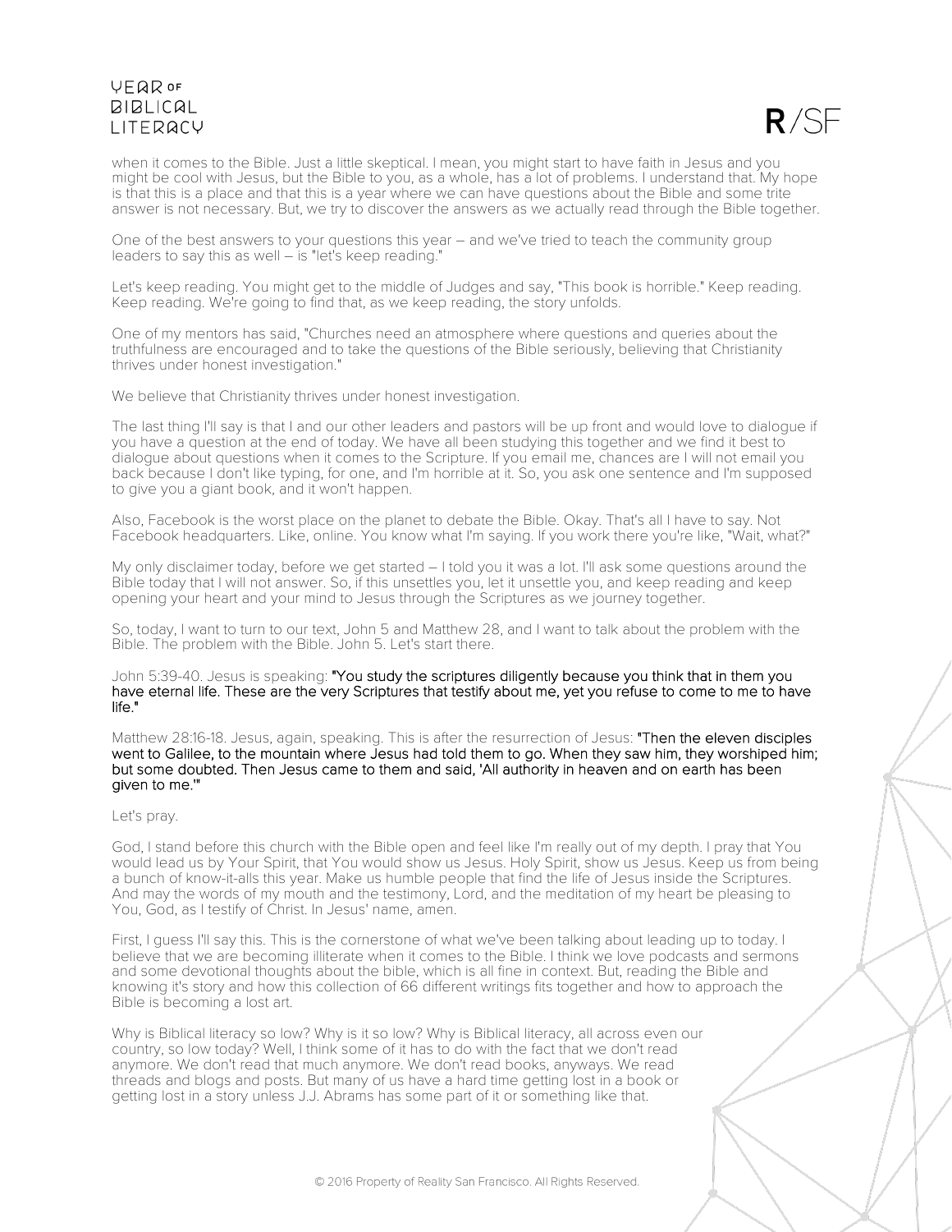when it comes to the Bible. Just a little skeptical. I mean, you might start to have faith in Jesus and you might be cool with Jesus, but the Bible to you, as a whole, has a lot of problems. I understand that. My hope is that this is a place and that this is a year where we can have questions about the Bible and some trite answer is not necessary. But, we try to discover the answers as we actually read through the Bible together.

One of the best answers to your questions this year – and we've tried to teach the community group leaders to say this as well – is "let's keep reading."

Let's keep reading. You might get to the middle of Judges and say, "This book is horrible." Keep reading. Keep reading. We're going to find that, as we keep reading, the story unfolds.

One of my mentors has said, "Churches need an atmosphere where questions and queries about the truthfulness are encouraged and to take the questions of the Bible seriously, believing that Christianity thrives under honest investigation."

We believe that Christianity thrives under honest investigation.

The last thing I'll say is that I and our other leaders and pastors will be up front and would love to dialogue if you have a question at the end of today. We have all been studying this together and we find it best to dialogue about questions when it comes to the Scripture. If you email me, chances are I will not email you back because I don't like typing, for one, and I'm horrible at it. So, you ask one sentence and I'm supposed to give you a giant book, and it won't happen.

Also, Facebook is the worst place on the planet to debate the Bible. Okay. That's all I have to say. Not Facebook headquarters. Like, online. You know what I'm saying. If you work there you're like, "Wait, what?"

My only disclaimer today, before we get started – I told you it was a lot. I'll ask some questions around the Bible today that I will not answer. So, if this unsettles you, let it unsettle you, and keep reading and keep opening your heart and your mind to Jesus through the Scriptures as we journey together.

So, today, I want to turn to our text, John 5 and Matthew 28, and I want to talk about the problem with the Bible. The problem with the Bible. John 5. Let's start there.

John 5:39-40. Jesus is speaking: "You study the scriptures diligently because you think that in them you have eternal life. These are the very Scriptures that testify about me, yet you refuse to come to me to have life."

Matthew 28:16-18. Jesus, again, speaking. This is after the resurrection of Jesus: "Then the eleven disciples went to Galilee, to the mountain where Jesus had told them to go. When they saw him, they worshiped him; but some doubted. Then Jesus came to them and said, 'All authority in heaven and on earth has been given to me.'"

Let's pray.

God, I stand before this church with the Bible open and feel like I'm really out of my depth. I pray that You would lead us by Your Spirit, that You would show us Jesus. Holy Spirit, show us Jesus. Keep us from being a bunch of know-it-alls this year. Make us humble people that find the life of Jesus inside the Scriptures. And may the words of my mouth and the testimony, Lord, and the meditation of my heart be pleasing to You, God, as I testify of Christ. In Jesus' name, amen.

First, I guess I'll say this. This is the cornerstone of what we've been talking about leading up to today. I believe that we are becoming illiterate when it comes to the Bible. I think we love podcasts and sermons and some devotional thoughts about the bible, which is all fine in context. But, reading the Bible and knowing it's story and how this collection of 66 different writings fits together and how to approach the Bible is becoming a lost art.

Why is Biblical literacy so low? Why is it so low? Why is Biblical literacy, all across even our country, so low today? Well, I think some of it has to do with the fact that we don't read anymore. We don't read that much anymore. We don't read books, anyways. We read threads and blogs and posts. But many of us have a hard time getting lost in a book or getting lost in a story unless J.J. Abrams has some part of it or something like that.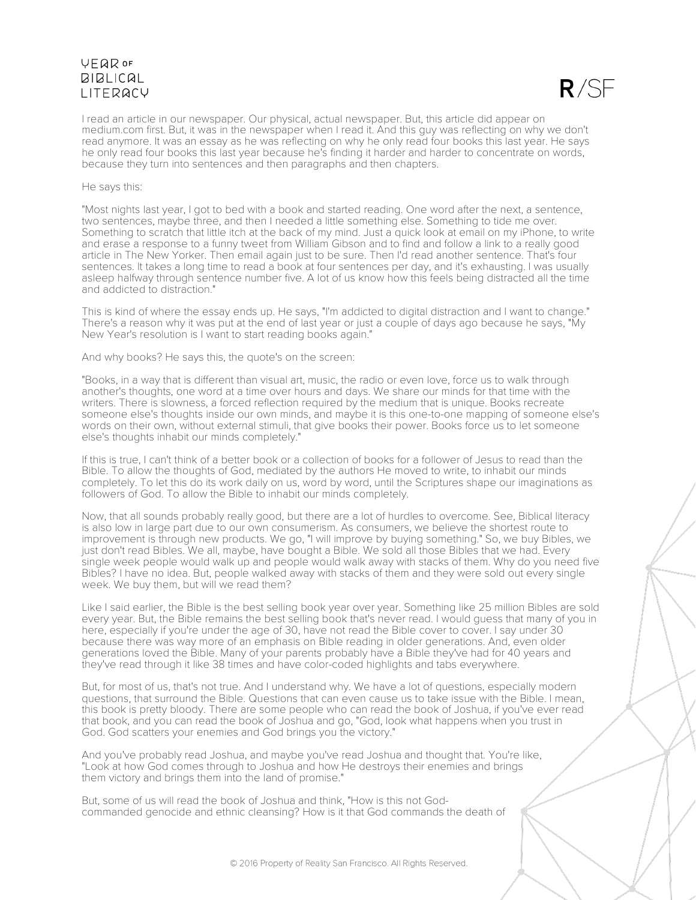I read an article in our newspaper. Our physical, actual newspaper. But, this article did appear on medium.com first. But, it was in the newspaper when I read it. And this guy was reflecting on why we don't read anymore. It was an essay as he was reflecting on why he only read four books this last year. He says he only read four books this last year because he's finding it harder and harder to concentrate on words, because they turn into sentences and then paragraphs and then chapters.

He says this:

"Most nights last year, I got to bed with a book and started reading. One word after the next, a sentence, two sentences, maybe three, and then I needed a little something else. Something to tide me over. Something to scratch that little itch at the back of my mind. Just a quick look at email on my iPhone, to write and erase a response to a funny tweet from William Gibson and to find and follow a link to a really good article in The New Yorker. Then email again just to be sure. Then I'd read another sentence. That's four sentences. It takes a long time to read a book at four sentences per day, and it's exhausting. I was usually asleep halfway through sentence number five. A lot of us know how this feels being distracted all the time and addicted to distraction."

This is kind of where the essay ends up. He says, "I'm addicted to digital distraction and I want to change." There's a reason why it was put at the end of last year or just a couple of days ago because he says, "My New Year's resolution is I want to start reading books again."

And why books? He says this, the quote's on the screen:

"Books, in a way that is different than visual art, music, the radio or even love, force us to walk through another's thoughts, one word at a time over hours and days. We share our minds for that time with the writers. There is slowness, a forced reflection required by the medium that is unique. Books recreate someone else's thoughts inside our own minds, and maybe it is this one-to-one mapping of someone else's words on their own, without external stimuli, that give books their power. Books force us to let someone else's thoughts inhabit our minds completely."

If this is true, I can't think of a better book or a collection of books for a follower of Jesus to read than the Bible. To allow the thoughts of God, mediated by the authors He moved to write, to inhabit our minds completely. To let this do its work daily on us, word by word, until the Scriptures shape our imaginations as followers of God. To allow the Bible to inhabit our minds completely.

Now, that all sounds probably really good, but there are a lot of hurdles to overcome. See, Biblical literacy is also low in large part due to our own consumerism. As consumers, we believe the shortest route to improvement is through new products. We go, "I will improve by buying something." So, we buy Bibles, we just don't read Bibles. We all, maybe, have bought a Bible. We sold all those Bibles that we had. Every single week people would walk up and people would walk away with stacks of them. Why do you need five Bibles? I have no idea. But, people walked away with stacks of them and they were sold out every single week. We buy them, but will we read them?

Like I said earlier, the Bible is the best selling book year over year. Something like 25 million Bibles are sold every year. But, the Bible remains the best selling book that's never read. I would guess that many of you in here, especially if you're under the age of 30, have not read the Bible cover to cover. I say under 30 because there was way more of an emphasis on Bible reading in older generations. And, even older generations loved the Bible. Many of your parents probably have a Bible they've had for 40 years and they've read through it like 38 times and have color-coded highlights and tabs everywhere.

But, for most of us, that's not true. And I understand why. We have a lot of questions, especially modern questions, that surround the Bible. Questions that can even cause us to take issue with the Bible. I mean, this book is pretty bloody. There are some people who can read the book of Joshua, if you've ever read that book, and you can read the book of Joshua and go, "God, look what happens when you trust in God. God scatters your enemies and God brings you the victory."

And you've probably read Joshua, and maybe you've read Joshua and thought that. You're like, "Look at how God comes through to Joshua and how He destroys their enemies and brings them victory and brings them into the land of promise."

But, some of us will read the book of Joshua and think, "How is this not God-commanded genocide and ethnic cleansing? How is it that God commands the death of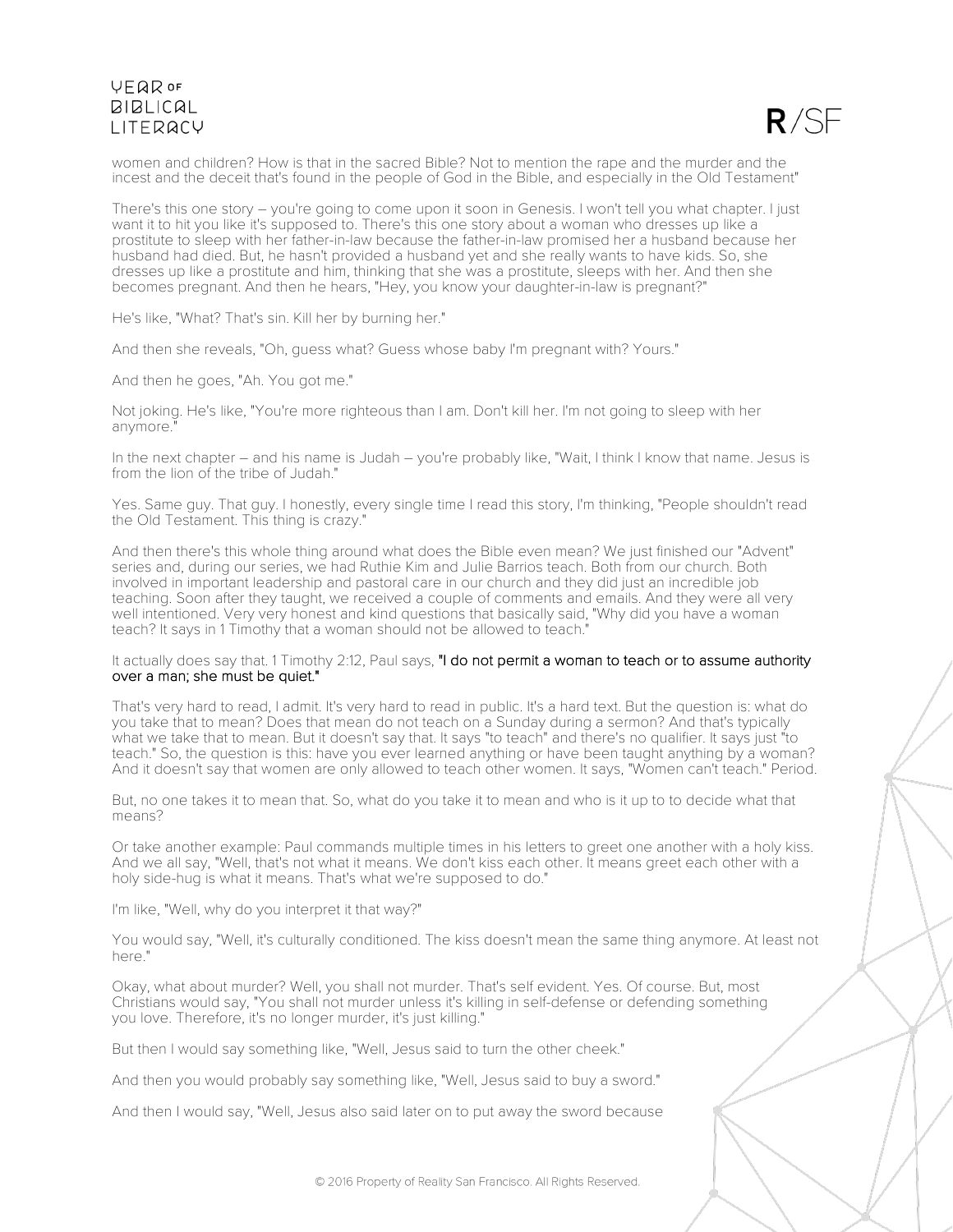women and children? How is that in the sacred Bible? Not to mention the rape and the murder and the incest and the deceit that's found in the people of God in the Bible, and especially in the Old Testament"

There's this one story – you're going to come upon it soon in Genesis. I won't tell you what chapter. I just want it to hit you like it's supposed to. There's this one story about a woman who dresses up like a prostitute to sleep with her father-in-law because the father-in-law promised her a husband because her husband had died. But, he hasn't provided a husband yet and she really wants to have kids. So, she dresses up like a prostitute and him, thinking that she was a prostitute, sleeps with her. And then she becomes pregnant. And then he hears, "Hey, you know your daughter-in-law is pregnant?"

He's like, "What? That's sin. Kill her by burning her."

And then she reveals, "Oh, guess what? Guess whose baby I'm pregnant with? Yours."

And then he goes, "Ah. You got me."

Not joking. He's like, "You're more righteous than I am. Don't kill her. I'm not going to sleep with her anymore."

In the next chapter – and his name is Judah – you're probably like, "Wait, I think I know that name. Jesus is from the lion of the tribe of Judah."

Yes. Same guy. That guy. I honestly, every single time I read this story, I'm thinking, "People shouldn't read the Old Testament. This thing is crazy."

And then there's this whole thing around what does the Bible even mean? We just finished our "Advent" series and, during our series, we had Ruthie Kim and Julie Barrios teach. Both from our church. Both involved in important leadership and pastoral care in our church and they did just an incredible job teaching. Soon after they taught, we received a couple of comments and emails. And they were all very well intentioned. Very very honest and kind questions that basically said, "Why did you have a woman teach? It says in 1 Timothy that a woman should not be allowed to teach."

It actually does say that. 1 Timothy 2:12, Paul says, "I do not permit a woman to teach or to assume authority over a man; she must be quiet."

That's very hard to read, I admit. It's very hard to read in public. It's a hard text. But the question is: what do you take that to mean? Does that mean do not teach on a Sunday during a sermon? And that's typically what we take that to mean. But it doesn't say that. It says "to teach" and there's no qualifier. It says just "to teach." So, the question is this: have you ever learned anything or have been taught anything by a woman? And it doesn't say that women are only allowed to teach other women. It says, "Women can't teach." Period.

But, no one takes it to mean that. So, what do you take it to mean and who is it up to to decide what that means?

Or take another example: Paul commands multiple times in his letters to greet one another with a holy kiss. And we all say, "Well, that's not what it means. We don't kiss each other. It means greet each other with a holy side-hug is what it means. That's what we're supposed to do."

I'm like, "Well, why do you interpret it that way?"

You would say, "Well, it's culturally conditioned. The kiss doesn't mean the same thing anymore. At least not here."

Okay, what about murder? Well, you shall not murder. That's self evident. Yes. Of course. But, most Christians would say, "You shall not murder unless it's killing in self-defense or defending something you love. Therefore, it's no longer murder, it's just killing."

But then I would say something like, "Well, Jesus said to turn the other cheek."

And then you would probably say something like, "Well, Jesus said to buy a sword."

And then I would say, "Well, Jesus also said later on to put away the sword because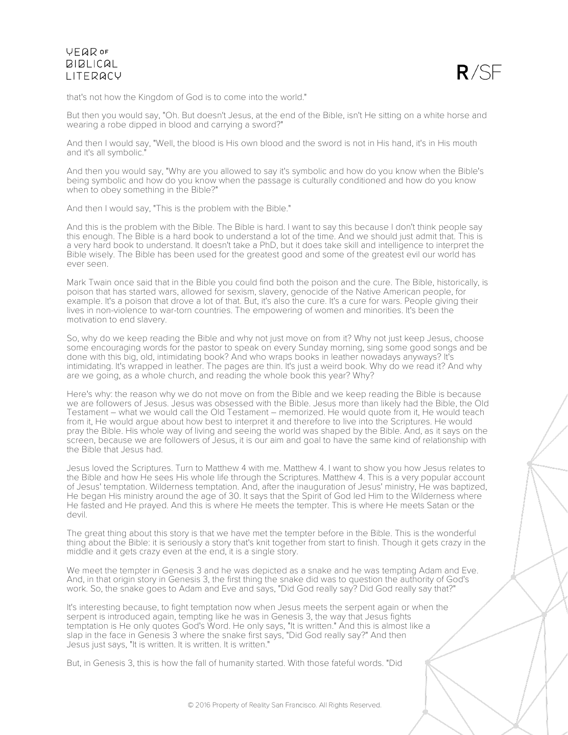that's not how the Kingdom of God is to come into the world."

But then you would say, "Oh. But doesn't Jesus, at the end of the Bible, isn't He sitting on a white horse and wearing a robe dipped in blood and carrying a sword?"

And then I would say, "Well, the blood is His own blood and the sword is not in His hand, it's in His mouth and it's all symbolic."

And then you would say, "Why are you allowed to say it's symbolic and how do you know when the Bible's being symbolic and how do you know when the passage is culturally conditioned and how do you know when to obey something in the Bible?"

And then I would say, "This is the problem with the Bible."

And this is the problem with the Bible. The Bible is hard. I want to say this because I don't think people say this enough. The Bible is a hard book to understand a lot of the time. And we should just admit that. This is a very hard book to understand. It doesn't take a PhD, but it does take skill and intelligence to interpret the Bible wisely. The Bible has been used for the greatest good and some of the greatest evil our world has ever seen.

Mark Twain once said that in the Bible you could find both the poison and the cure. The Bible, historically, is poison that has started wars, allowed for sexism, slavery, genocide of the Native American people, for example. It's a poison that drove a lot of that. But, it's also the cure. It's a cure for wars. People giving their lives in non-violence to war-torn countries. The empowering of women and minorities. It's been the motivation to end slavery.

So, why do we keep reading the Bible and why not just move on from it? Why not just keep Jesus, choose some encouraging words for the pastor to speak on every Sunday morning, sing some good songs and be done with this big, old, intimidating book? And who wraps books in leather nowadays anyways? It's intimidating. It's wrapped in leather. The pages are thin. It's just a weird book. Why do we read it? And why are we going, as a whole church, and reading the whole book this year? Why?

Here's why: the reason why we do not move on from the Bible and we keep reading the Bible is because we are followers of Jesus. Jesus was obsessed with the Bible. Jesus more than likely had the Bible, the Old Testament – what we would call the Old Testament – memorized. He would quote from it, He would teach from it, He would argue about how best to interpret it and therefore to live into the Scriptures. He would pray the Bible. His whole way of living and seeing the world was shaped by the Bible. And, as it says on the screen, because we are followers of Jesus, it is our aim and goal to have the same kind of relationship with the Bible that Jesus had.

Jesus loved the Scriptures. Turn to Matthew 4 with me. Matthew 4. I want to show you how Jesus relates to the Bible and how He sees His whole life through the Scriptures. Matthew 4. This is a very popular account of Jesus' temptation. Wilderness temptation. And, after the inauguration of Jesus' ministry, He was baptized, He began His ministry around the age of 30. It says that the Spirit of God led Him to the Wilderness where He fasted and He prayed. And this is where He meets the tempter. This is where He meets Satan or the devil.

The great thing about this story is that we have met the tempter before in the Bible. This is the wonderful thing about the Bible: it is seriously a story that's knit together from start to finish. Though it gets crazy in the middle and it gets crazy even at the end, it is a single story.

We meet the tempter in Genesis 3 and he was depicted as a snake and he was tempting Adam and Eve. And, in that origin story in Genesis 3, the first thing the snake did was to question the authority of God's work. So, the snake goes to Adam and Eve and says, "Did God really say? Did God really say that?"

It's interesting because, to fight temptation now when Jesus meets the serpent again or when the serpent is introduced again, tempting like he was in Genesis 3, the way that Jesus fights temptation is He only quotes God's Word. He only says, "It is written." And this is almost like a slap in the face in Genesis 3 where the snake first says, "Did God really say?" And then Jesus just says, "It is written. It is written. It is written."

But, in Genesis 3, this is how the fall of humanity started. With those fateful words. "Did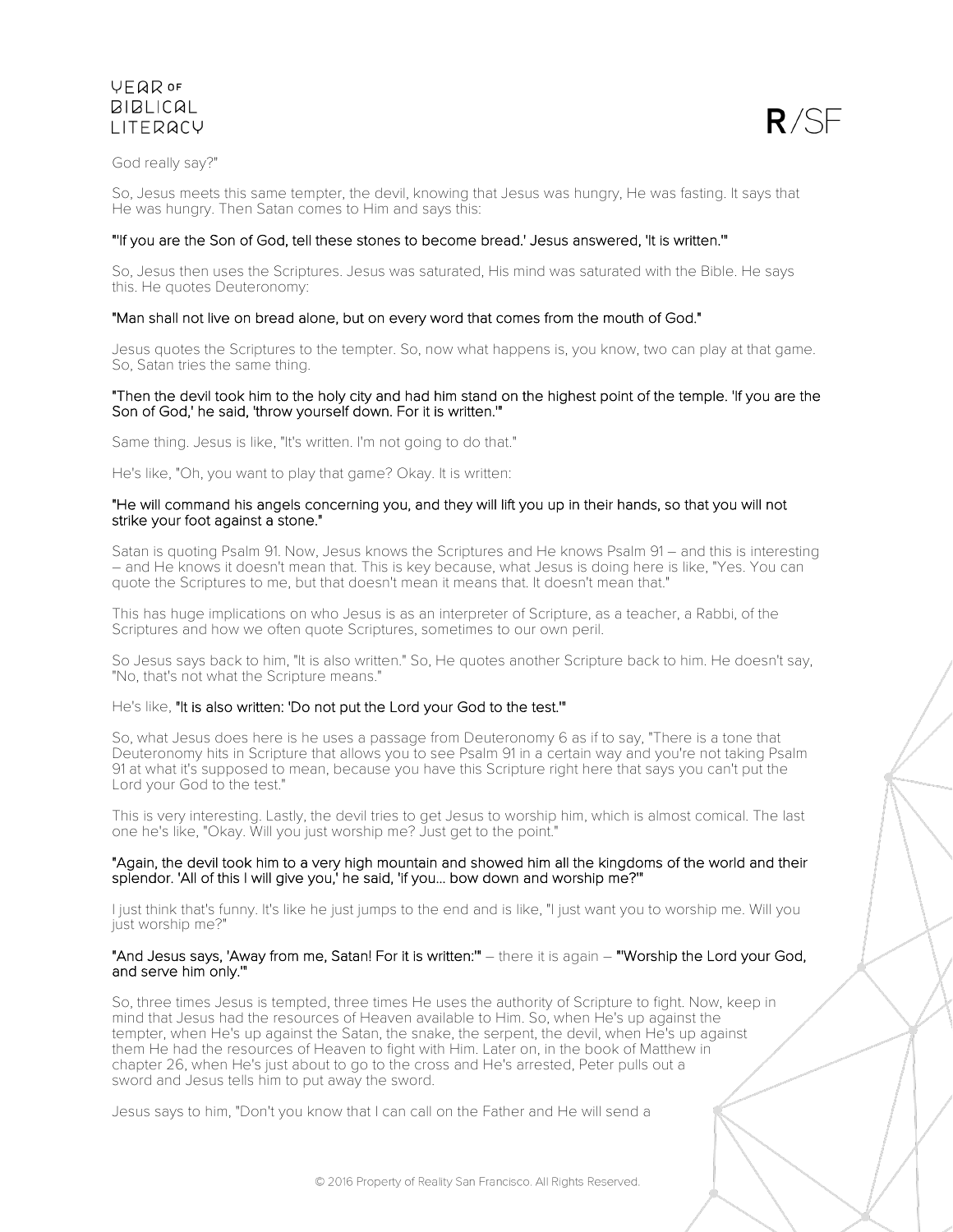God really say?"

So, Jesus meets this same tempter, the devil, knowing that Jesus was hungry, He was fasting. It says that He was hungry. Then Satan comes to Him and says this:

**"'If you are the Son of God, tell these stones to become bread.' Jesus answered, 'It is written.'"**

So, Jesus then uses the Scriptures. Jesus was saturated, His mind was saturated with the Bible. He says this. He quotes Deuteronomy:

**"Man shall not live on bread alone, but on every word that comes from the mouth of God."**

Jesus quotes the Scriptures to the tempter. So, now what happens is, you know, two can play at that game. So, Satan tries the same thing.

**"Then the devil took him to the holy city and had him stand on the highest point of the temple. 'If you are the Son of God,' he said, 'throw yourself down. For it is written.'"**

Same thing. Jesus is like, "It's written. I'm not going to do that."

He's like, "Oh, you want to play that game? Okay. It is written:

**"He will command his angels concerning you, and they will lift you up in their hands, so that you will not strike your foot against a stone."**

Satan is quoting Psalm 91. Now, Jesus knows the Scriptures and He knows Psalm 91 – and this is interesting – and He knows it doesn't mean that. This is key because, what Jesus is doing here is like, "Yes. You can quote the Scriptures to me, but that doesn't mean it means that. It doesn't mean that."

This has huge implications on who Jesus is as an interpreter of Scripture, as a teacher, a Rabbi, of the Scriptures and how we often quote Scriptures, sometimes to our own peril.

So Jesus says back to him, "It is also written." So, He quotes another Scripture back to him. He doesn't say, "No, that's not what the Scripture means."

He's like, **"It is also written: 'Do not put the Lord your God to the test.'"**

So, what Jesus does here is he uses a passage from Deuteronomy 6 as if to say, "There is a tone that Deuteronomy hits in Scripture that allows you to see Psalm 91 in a certain way and you're not taking Psalm 91 at what it's supposed to mean, because you have this Scripture right here that says you can't put the Lord your God to the test."

This is very interesting. Lastly, the devil tries to get Jesus to worship him, which is almost comical. The last one he's like, "Okay. Will you just worship me? Just get to the point."

**"Again, the devil took him to a very high mountain and showed him all the kingdoms of the world and their splendor. 'All of this I will give you,' he said, 'if you... bow down and worship me?'"**

I just think that's funny. It's like he just jumps to the end and is like, "I just want you to worship me. Will you just worship me?"

**"And Jesus says, 'Away from me, Satan! For it is written:'"** – there it is again – **"'Worship the Lord your God, and serve him only.'"**

So, three times Jesus is tempted, three times He uses the authority of Scripture to fight. Now, keep in mind that Jesus had the resources of Heaven available to Him. So, when He's up against the tempter, when He's up against the Satan, the snake, the serpent, the devil, when He's up against them He had the resources of Heaven to fight with Him. Later on, in the book of Matthew in chapter 26, when He's just about to go to the cross and He's arrested, Peter pulls out a sword and Jesus tells him to put away the sword.

Jesus says to him, "Don't you know that I can call on the Father and He will send a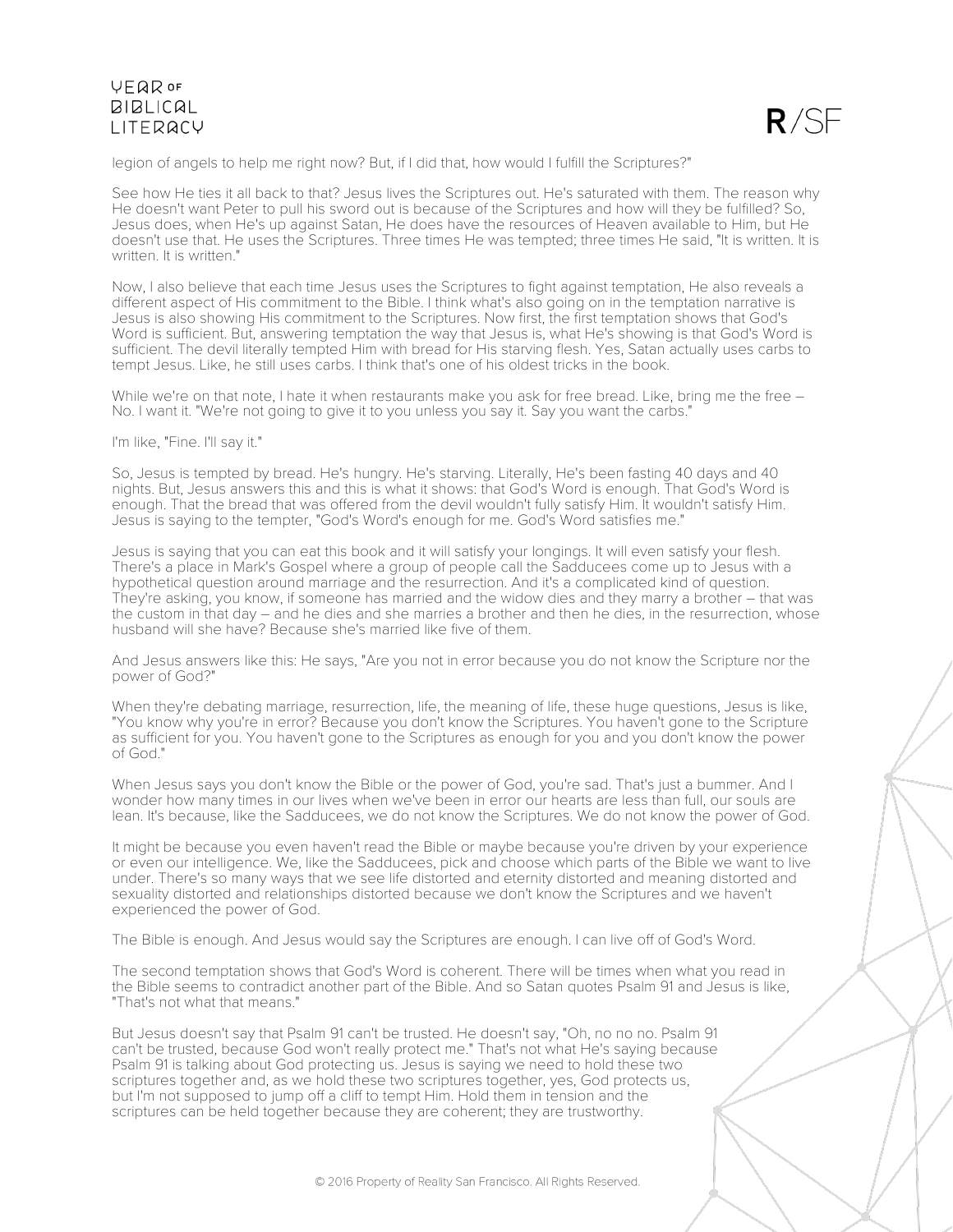legion of angels to help me right now? But, if I did that, how would I fulfill the Scriptures?"

See how He ties it all back to that? Jesus lives the Scriptures out. He's saturated with them. The reason why He doesn't want Peter to pull his sword out is because of the Scriptures and how will they be fulfilled? So, Jesus does, when He's up against Satan, He does have the resources of Heaven available to Him, but He doesn't use that. He uses the Scriptures. Three times He was tempted; three times He said, "It is written. It is written. It is written."

Now, I also believe that each time Jesus uses the Scriptures to fight against temptation, He also reveals a different aspect of His commitment to the Bible. I think what's also going on in the temptation narrative is Jesus is also showing His commitment to the Scriptures. Now first, the first temptation shows that God's Word is sufficient. But, answering temptation the way that Jesus is, what He's showing is that God's Word is sufficient. The devil literally tempted Him with bread for His starving flesh. Yes, Satan actually uses carbs to tempt Jesus. Like, he still uses carbs. I think that's one of his oldest tricks in the book.

While we're on that note, I hate it when restaurants make you ask for free bread. Like, bring me the free – No. I want it. "We're not going to give it to you unless you say it. Say you want the carbs."

I'm like, "Fine. I'll say it."

So, Jesus is tempted by bread. He's hungry. He's starving. Literally, He's been fasting 40 days and 40 nights. But, Jesus answers this and this is what it shows: that God's Word is enough. That God's Word is enough. That the bread that was offered from the devil wouldn't fully satisfy Him. It wouldn't satisfy Him. Jesus is saying to the tempter, "God's Word's enough for me. God's Word satisfies me."

Jesus is saying that you can eat this book and it will satisfy your longings. It will even satisfy your flesh. There's a place in Mark's Gospel where a group of people call the Sadducees come up to Jesus with a hypothetical question around marriage and the resurrection. And it's a complicated kind of question. They're asking, you know, if someone has married and the widow dies and they marry a brother – that was the custom in that day – and he dies and she marries a brother and then he dies, in the resurrection, whose husband will she have? Because she's married like five of them.

And Jesus answers like this: He says, "Are you not in error because you do not know the Scripture nor the power of God?"

When they're debating marriage, resurrection, life, the meaning of life, these huge questions, Jesus is like, "You know why you're in error? Because you don't know the Scriptures. You haven't gone to the Scripture as sufficient for you. You haven't gone to the Scriptures as enough for you and you don't know the power of God."

When Jesus says you don't know the Bible or the power of God, you're sad. That's just a bummer. And I wonder how many times in our lives when we've been in error our hearts are less than full, our souls are lean. It's because, like the Sadducees, we do not know the Scriptures. We do not know the power of God.

It might be because you even haven't read the Bible or maybe because you're driven by your experience or even our intelligence. We, like the Sadducees, pick and choose which parts of the Bible we want to live under. There's so many ways that we see life distorted and eternity distorted and meaning distorted and sexuality distorted and relationships distorted because we don't know the Scriptures and we haven't experienced the power of God.

The Bible is enough. And Jesus would say the Scriptures are enough. I can live off of God's Word.

The second temptation shows that God's Word is coherent. There will be times when what you read in the Bible seems to contradict another part of the Bible. And so Satan quotes Psalm 91 and Jesus is like, "That's not what that means."

But Jesus doesn't say that Psalm 91 can't be trusted. He doesn't say, "Oh, no no no. Psalm 91 can't be trusted, because God won't really protect me." That's not what He's saying because Psalm 91 is talking about God protecting us. Jesus is saying we need to hold these two scriptures together and, as we hold these two scriptures together, yes, God protects us, but I'm not supposed to jump off a cliff to tempt Him. Hold them in tension and the scriptures can be held together because they are coherent; they are trustworthy.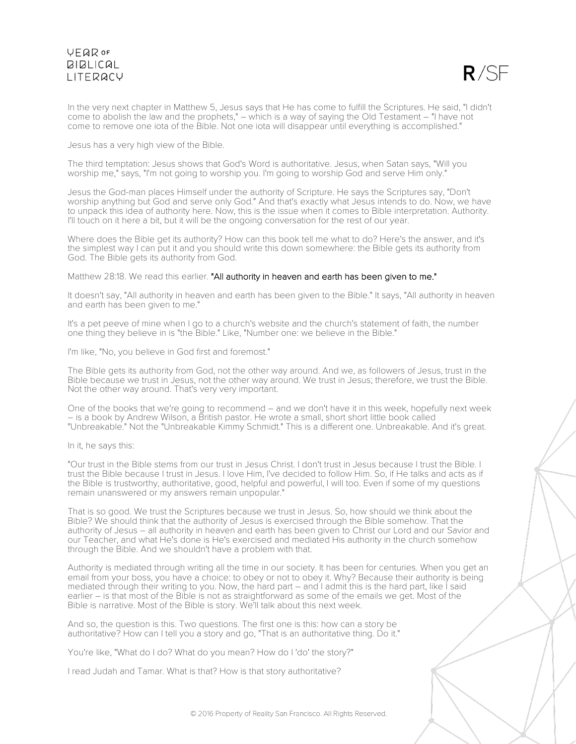In the very next chapter in Matthew 5, Jesus says that He has come to fulfill the Scriptures. He said, "I didn't come to abolish the law and the prophets," – which is a way of saying the Old Testament – "I have not come to remove one iota of the Bible. Not one iota will disappear until everything is accomplished."

Jesus has a very high view of the Bible.

The third temptation: Jesus shows that God's Word is authoritative. Jesus, when Satan says, "Will you worship me," says, "I'm not going to worship you. I'm going to worship God and serve Him only."

Jesus the God-man places Himself under the authority of Scripture. He says the Scriptures say, "Don't worship anything but God and serve only God." And that's exactly what Jesus intends to do. Now, we have to unpack this idea of authority here. Now, this is the issue when it comes to Bible interpretation. Authority. I'll touch on it here a bit, but it will be the ongoing conversation for the rest of our year.

Where does the Bible get its authority? How can this book tell me what to do? Here's the answer, and it's the simplest way I can put it and you should write this down somewhere: the Bible gets its authority from God. The Bible gets its authority from God.

Matthew 28:18. We read this earlier. "All authority in heaven and earth has been given to me."

It doesn't say, "All authority in heaven and earth has been given to the Bible." It says, "All authority in heaven and earth has been given to me."

It's a pet peeve of mine when I go to a church's website and the church's statement of faith, the number one thing they believe in is "the Bible." Like, "Number one: we believe in the Bible."

I'm like, "No, you believe in God first and foremost."

The Bible gets its authority from God, not the other way around. And we, as followers of Jesus, trust in the Bible because we trust in Jesus, not the other way around. We trust in Jesus; therefore, we trust the Bible. Not the other way around. That's very very important.

One of the books that we're going to recommend – and we don't have it in this week, hopefully next week – is a book by Andrew Wilson, a British pastor. He wrote a small, short short little book called "Unbreakable." Not the "Unbreakable Kimmy Schmidt." This is a different one. Unbreakable. And it's great.

In it, he says this:

"Our trust in the Bible stems from our trust in Jesus Christ. I don't trust in Jesus because I trust the Bible. I trust the Bible because I trust in Jesus. I love Him, I've decided to follow Him. So, if He talks and acts as if the Bible is trustworthy, authoritative, good, helpful and powerful, I will too. Even if some of my questions remain unanswered or my answers remain unpopular."

That is so good. We trust the Scriptures because we trust in Jesus. So, how should we think about the Bible? We should think that the authority of Jesus is exercised through the Bible somehow. That the authority of Jesus – all authority in heaven and earth has been given to Christ our Lord and our Savior and our Teacher, and what He's done is He's exercised and mediated His authority in the church somehow through the Bible. And we shouldn't have a problem with that.

Authority is mediated through writing all the time in our society. It has been for centuries. When you get an email from your boss, you have a choice: to obey or not to obey it. Why? Because their authority is being mediated through their writing to you. Now, the hard part – and I admit this is the hard part, like I said earlier – is that most of the Bible is not as straightforward as some of the emails we get. Most of the Bible is narrative. Most of the Bible is story. We'll talk about this next week.

And so, the question is this. Two questions. The first one is this: how can a story be authoritative? How can I tell you a story and go, "That is an authoritative thing. Do it."

You're like, "What do I do? What do you mean? How do I 'do' the story?"

I read Judah and Tamar. What is that? How is that story authoritative?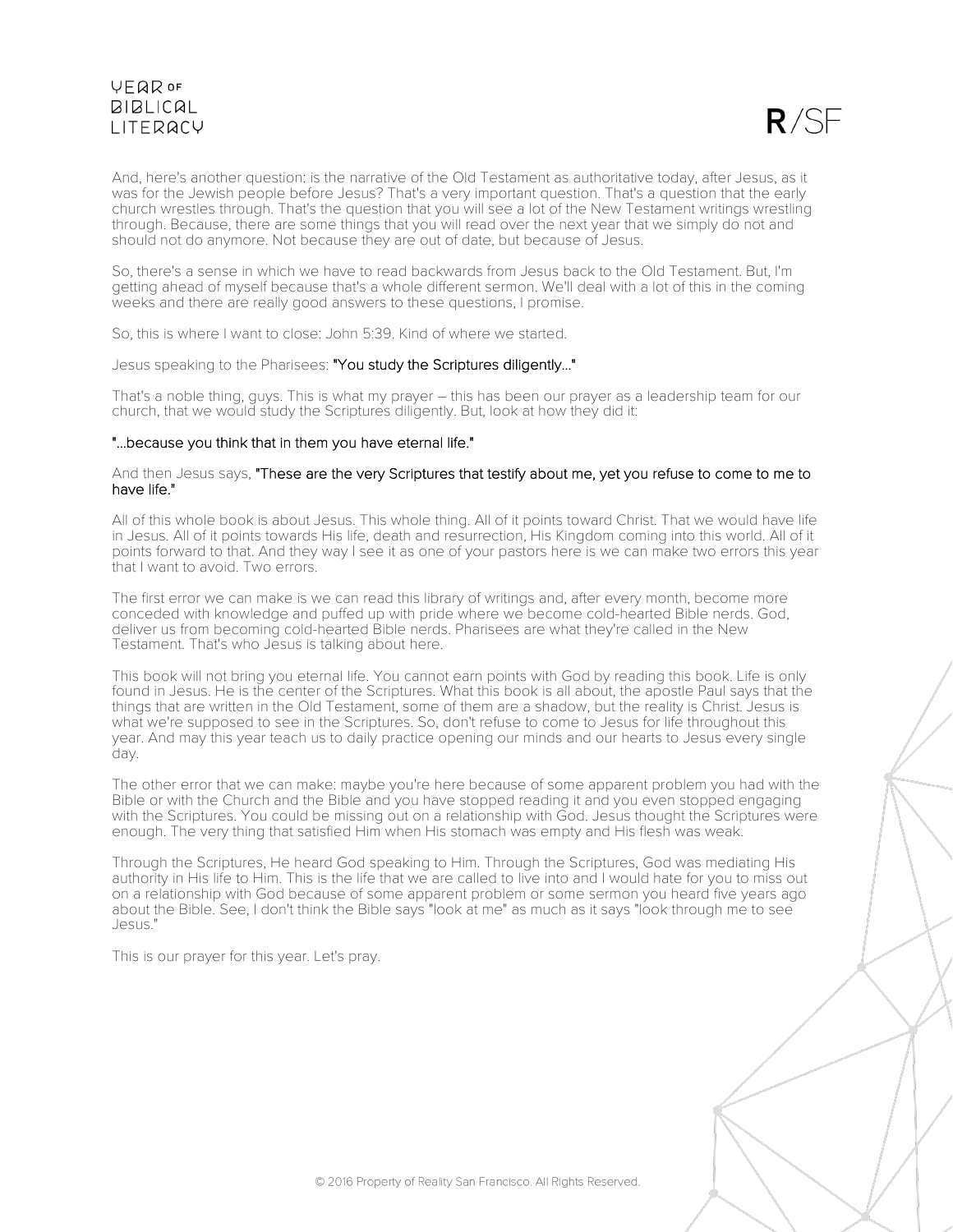And, here's another question: is the narrative of the Old Testament as authoritative today, after Jesus, as it was for the Jewish people before Jesus? That's a very important question. That's a question that the early church wrestles through. That's the question that you will see a lot of the New Testament writings wrestling through. Because, there are some things that you will read over the next year that we simply do not and should not do anymore. Not because they are out of date, but because of Jesus.

So, there's a sense in which we have to read backwards from Jesus back to the Old Testament. But, I'm getting ahead of myself because that's a whole different sermon. We'll deal with a lot of this in the coming weeks and there are really good answers to these questions, I promise.

So, this is where I want to close: John 5:39. Kind of where we started.

Jesus speaking to the Pharisees: **"You study the Scriptures diligently..."**

That's a noble thing, guys. This is what my prayer – this has been our prayer as a leadership team for our church, that we would study the Scriptures diligently. But, look at how they did it:

**"...because you think that in them you have eternal life."**

And then Jesus says, **"These are the very Scriptures that testify about me, yet you refuse to come to me to have life."**

All of this whole book is about Jesus. This whole thing. All of it points toward Christ. That we would have life in Jesus. All of it points towards His life, death and resurrection, His Kingdom coming into this world. All of it points forward to that. And they way I see it as one of your pastors here is we can make two errors this year that I want to avoid. Two errors.

The first error we can make is we can read this library of writings and, after every month, become more conceded with knowledge and puffed up with pride where we become cold-hearted Bible nerds. God, deliver us from becoming cold-hearted Bible nerds. Pharisees are what they're called in the New Testament. That's who Jesus is talking about here.

This book will not bring you eternal life. You cannot earn points with God by reading this book. Life is only found in Jesus. He is the center of the Scriptures. What this book is all about, the apostle Paul says that the things that are written in the Old Testament, some of them are a shadow, but the reality is Christ. Jesus is what we're supposed to see in the Scriptures. So, don't refuse to come to Jesus for life throughout this year. And may this year teach us to daily practice opening our minds and our hearts to Jesus every single day.

The other error that we can make: maybe you're here because of some apparent problem you had with the Bible or with the Church and the Bible and you have stopped reading it and you even stopped engaging with the Scriptures. You could be missing out on a relationship with God. Jesus thought the Scriptures were enough. The very thing that satisfied Him when His stomach was empty and His flesh was weak.

Through the Scriptures, He heard God speaking to Him. Through the Scriptures, God was mediating His authority in His life to Him. This is the life that we are called to live into and I would hate for you to miss out on a relationship with God because of some apparent problem or some sermon you heard five years ago about the Bible. See, I don't think the Bible says "look at me" as much as it says "look through me to see Jesus."

This is our prayer for this year. Let's pray.